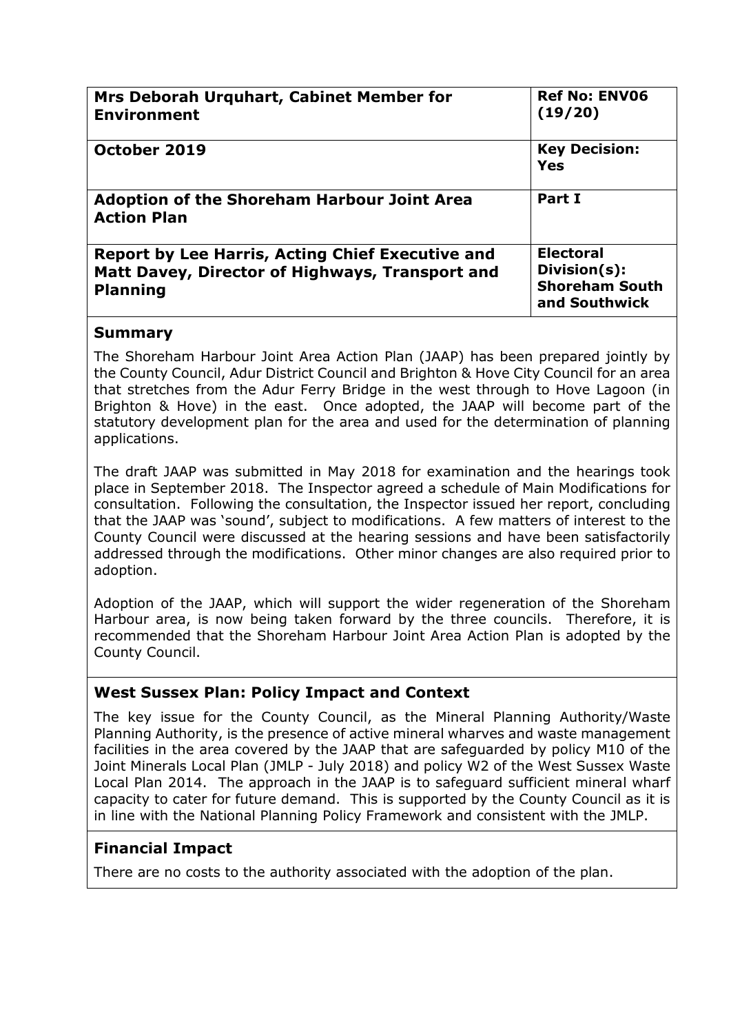| **Mrs Deborah Urquhart, Cabinet Member for Environment** | **Ref No: ENV06 (19/20)** |
|---|---|
| **October 2019** | **Key Decision: Yes** |
| **Adoption of the Shoreham Harbour Joint Area Action Plan** | **Part I** |
| **Report by Lee Harris, Acting Chief Executive and Matt Davey, Director of Highways, Transport and Planning** | **Electoral Division(s): Shoreham South and Southwick** |

## Summary

The Shoreham Harbour Joint Area Action Plan (JAAP) has been prepared jointly by the County Council, Adur District Council and Brighton & Hove City Council for an area that stretches from the Adur Ferry Bridge in the west through to Hove Lagoon (in Brighton & Hove) in the east. Once adopted, the JAAP will become part of the statutory development plan for the area and used for the determination of planning applications.

The draft JAAP was submitted in May 2018 for examination and the hearings took place in September 2018. The Inspector agreed a schedule of Main Modifications for consultation. Following the consultation, the Inspector issued her report, concluding that the JAAP was 'sound', subject to modifications. A few matters of interest to the County Council were discussed at the hearing sessions and have been satisfactorily addressed through the modifications. Other minor changes are also required prior to adoption.

Adoption of the JAAP, which will support the wider regeneration of the Shoreham Harbour area, is now being taken forward by the three councils. Therefore, it is recommended that the Shoreham Harbour Joint Area Action Plan is adopted by the County Council.

## West Sussex Plan: Policy Impact and Context

The key issue for the County Council, as the Mineral Planning Authority/Waste Planning Authority, is the presence of active mineral wharves and waste management facilities in the area covered by the JAAP that are safeguarded by policy M10 of the Joint Minerals Local Plan (JMLP - July 2018) and policy W2 of the West Sussex Waste Local Plan 2014. The approach in the JAAP is to safeguard sufficient mineral wharf capacity to cater for future demand. This is supported by the County Council as it is in line with the National Planning Policy Framework and consistent with the JMLP.

## Financial Impact

There are no costs to the authority associated with the adoption of the plan.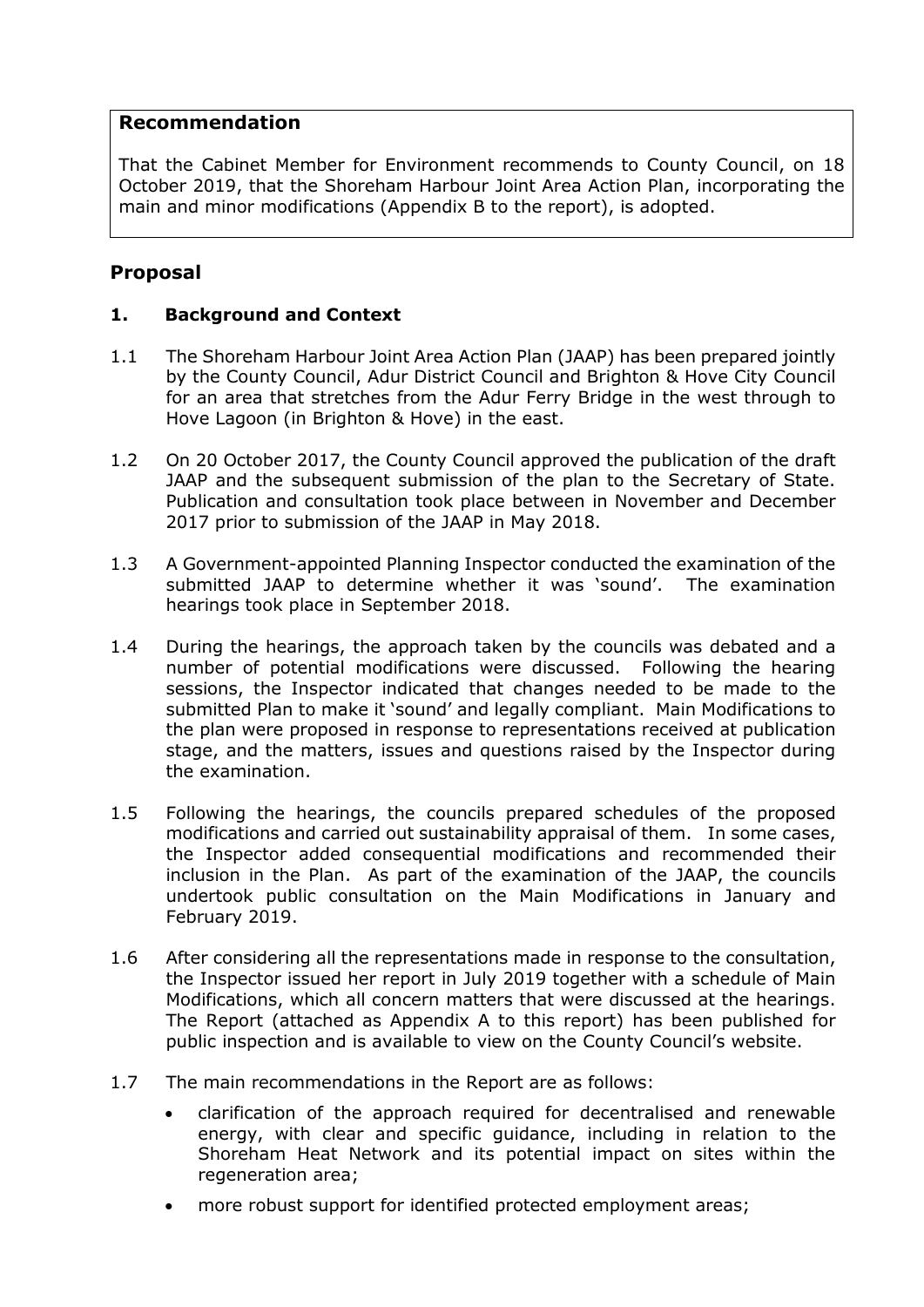**Recommendation**

That the Cabinet Member for Environment recommends to County Council, on 18 October 2019, that the Shoreham Harbour Joint Area Action Plan, incorporating the main and minor modifications (Appendix B to the report), is adopted.

## Proposal

### 1. Background and Context

1.1 The Shoreham Harbour Joint Area Action Plan (JAAP) has been prepared jointly by the County Council, Adur District Council and Brighton & Hove City Council for an area that stretches from the Adur Ferry Bridge in the west through to Hove Lagoon (in Brighton & Hove) in the east.

1.2 On 20 October 2017, the County Council approved the publication of the draft JAAP and the subsequent submission of the plan to the Secretary of State. Publication and consultation took place between in November and December 2017 prior to submission of the JAAP in May 2018.

1.3 A Government-appointed Planning Inspector conducted the examination of the submitted JAAP to determine whether it was 'sound'. The examination hearings took place in September 2018.

1.4 During the hearings, the approach taken by the councils was debated and a number of potential modifications were discussed. Following the hearing sessions, the Inspector indicated that changes needed to be made to the submitted Plan to make it 'sound' and legally compliant. Main Modifications to the plan were proposed in response to representations received at publication stage, and the matters, issues and questions raised by the Inspector during the examination.

1.5 Following the hearings, the councils prepared schedules of the proposed modifications and carried out sustainability appraisal of them. In some cases, the Inspector added consequential modifications and recommended their inclusion in the Plan. As part of the examination of the JAAP, the councils undertook public consultation on the Main Modifications in January and February 2019.

1.6 After considering all the representations made in response to the consultation, the Inspector issued her report in July 2019 together with a schedule of Main Modifications, which all concern matters that were discussed at the hearings. The Report (attached as Appendix A to this report) has been published for public inspection and is available to view on the County Council's website.

1.7 The main recommendations in the Report are as follows:

- clarification of the approach required for decentralised and renewable energy, with clear and specific guidance, including in relation to the Shoreham Heat Network and its potential impact on sites within the regeneration area;
- more robust support for identified protected employment areas;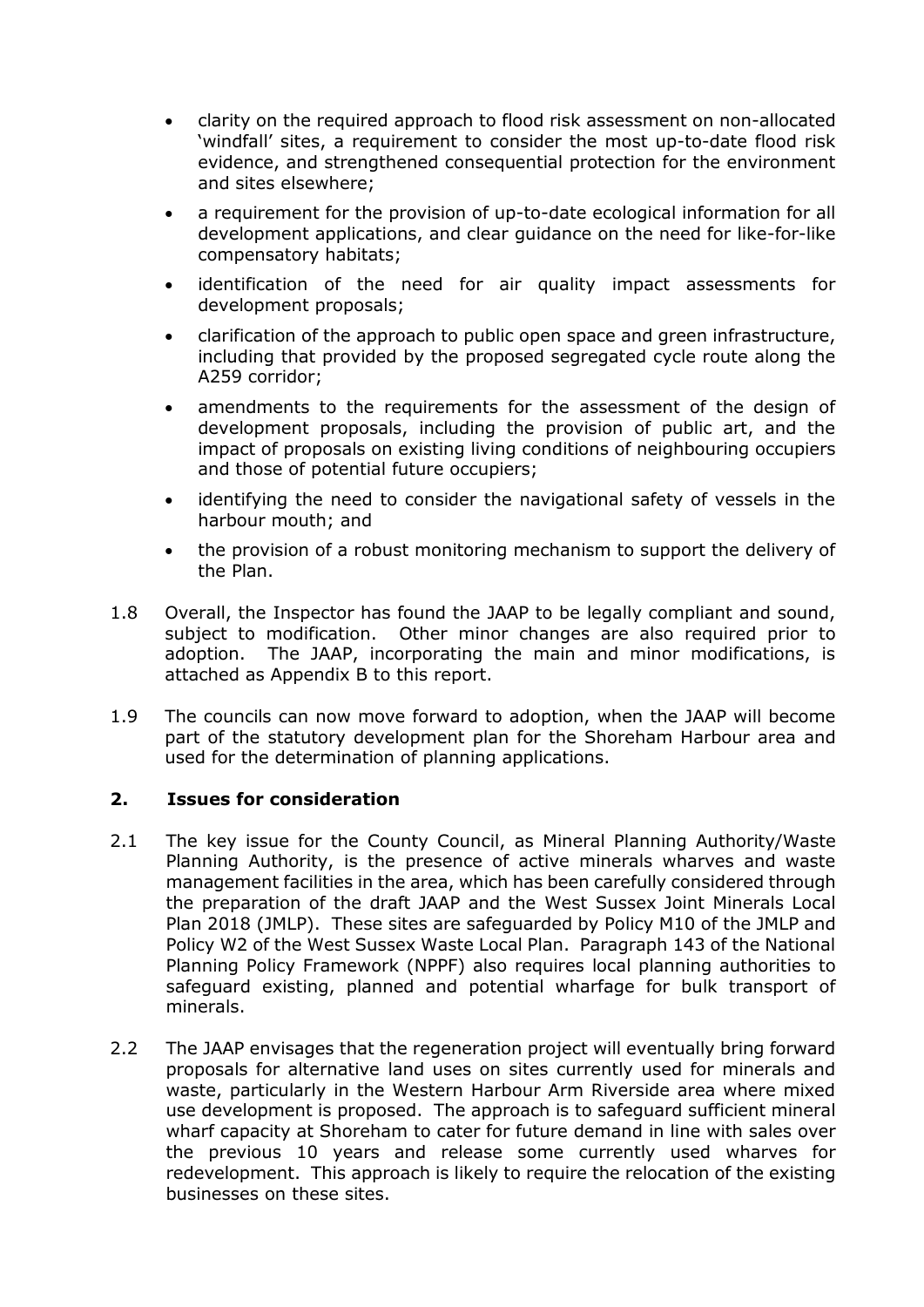- clarity on the required approach to flood risk assessment on non-allocated 'windfall' sites, a requirement to consider the most up-to-date flood risk evidence, and strengthened consequential protection for the environment and sites elsewhere;
- a requirement for the provision of up-to-date ecological information for all development applications, and clear guidance on the need for like-for-like compensatory habitats;
- identification of the need for air quality impact assessments for development proposals;
- clarification of the approach to public open space and green infrastructure, including that provided by the proposed segregated cycle route along the A259 corridor;
- amendments to the requirements for the assessment of the design of development proposals, including the provision of public art, and the impact of proposals on existing living conditions of neighbouring occupiers and those of potential future occupiers;
- identifying the need to consider the navigational safety of vessels in the harbour mouth; and
- the provision of a robust monitoring mechanism to support the delivery of the Plan.

1.8 Overall, the Inspector has found the JAAP to be legally compliant and sound, subject to modification. Other minor changes are also required prior to adoption. The JAAP, incorporating the main and minor modifications, is attached as Appendix B to this report.

1.9 The councils can now move forward to adoption, when the JAAP will become part of the statutory development plan for the Shoreham Harbour area and used for the determination of planning applications.

## 2. Issues for consideration

2.1 The key issue for the County Council, as Mineral Planning Authority/Waste Planning Authority, is the presence of active minerals wharves and waste management facilities in the area, which has been carefully considered through the preparation of the draft JAAP and the West Sussex Joint Minerals Local Plan 2018 (JMLP). These sites are safeguarded by Policy M10 of the JMLP and Policy W2 of the West Sussex Waste Local Plan. Paragraph 143 of the National Planning Policy Framework (NPPF) also requires local planning authorities to safeguard existing, planned and potential wharfage for bulk transport of minerals.

2.2 The JAAP envisages that the regeneration project will eventually bring forward proposals for alternative land uses on sites currently used for minerals and waste, particularly in the Western Harbour Arm Riverside area where mixed use development is proposed. The approach is to safeguard sufficient mineral wharf capacity at Shoreham to cater for future demand in line with sales over the previous 10 years and release some currently used wharves for redevelopment. This approach is likely to require the relocation of the existing businesses on these sites.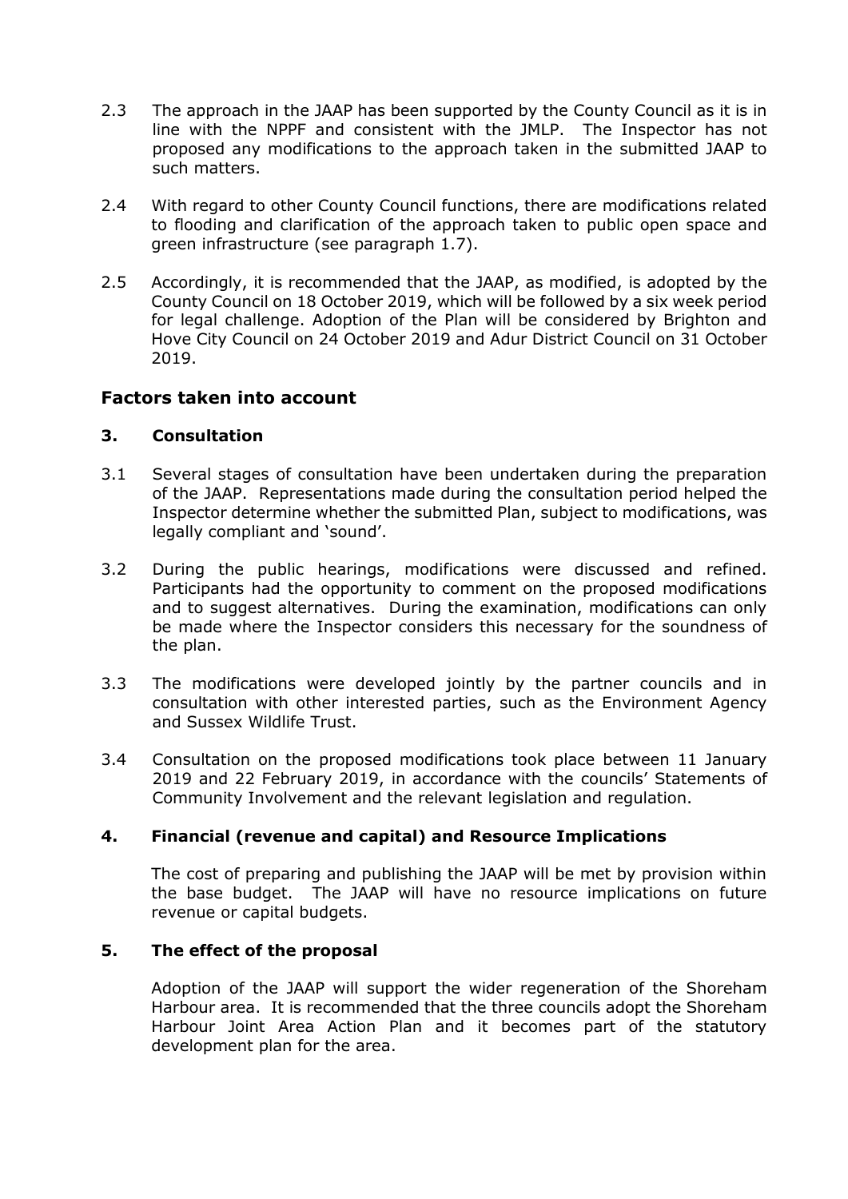2.3 The approach in the JAAP has been supported by the County Council as it is in line with the NPPF and consistent with the JMLP. The Inspector has not proposed any modifications to the approach taken in the submitted JAAP to such matters.

2.4 With regard to other County Council functions, there are modifications related to flooding and clarification of the approach taken to public open space and green infrastructure (see paragraph 1.7).

2.5 Accordingly, it is recommended that the JAAP, as modified, is adopted by the County Council on 18 October 2019, which will be followed by a six week period for legal challenge. Adoption of the Plan will be considered by Brighton and Hove City Council on 24 October 2019 and Adur District Council on 31 October 2019.

## Factors taken into account

### 3. Consultation

3.1 Several stages of consultation have been undertaken during the preparation of the JAAP. Representations made during the consultation period helped the Inspector determine whether the submitted Plan, subject to modifications, was legally compliant and 'sound'.

3.2 During the public hearings, modifications were discussed and refined. Participants had the opportunity to comment on the proposed modifications and to suggest alternatives. During the examination, modifications can only be made where the Inspector considers this necessary for the soundness of the plan.

3.3 The modifications were developed jointly by the partner councils and in consultation with other interested parties, such as the Environment Agency and Sussex Wildlife Trust.

3.4 Consultation on the proposed modifications took place between 11 January 2019 and 22 February 2019, in accordance with the councils' Statements of Community Involvement and the relevant legislation and regulation.

### 4. Financial (revenue and capital) and Resource Implications

The cost of preparing and publishing the JAAP will be met by provision within the base budget. The JAAP will have no resource implications on future revenue or capital budgets.

### 5. The effect of the proposal

Adoption of the JAAP will support the wider regeneration of the Shoreham Harbour area. It is recommended that the three councils adopt the Shoreham Harbour Joint Area Action Plan and it becomes part of the statutory development plan for the area.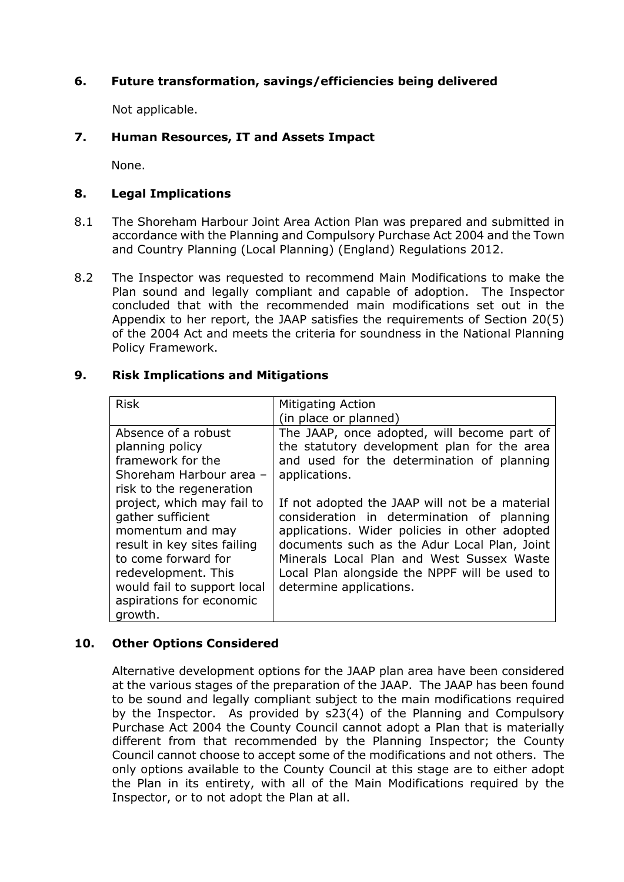## 6. Future transformation, savings/efficiencies being delivered

Not applicable.

## 7. Human Resources, IT and Assets Impact

None.

## 8. Legal Implications

8.1 The Shoreham Harbour Joint Area Action Plan was prepared and submitted in accordance with the Planning and Compulsory Purchase Act 2004 and the Town and Country Planning (Local Planning) (England) Regulations 2012.

8.2 The Inspector was requested to recommend Main Modifications to make the Plan sound and legally compliant and capable of adoption. The Inspector concluded that with the recommended main modifications set out in the Appendix to her report, the JAAP satisfies the requirements of Section 20(5) of the 2004 Act and meets the criteria for soundness in the National Planning Policy Framework.

## 9. Risk Implications and Mitigations

| Risk | Mitigating Action (in place or planned) |
|---|---|
| Absence of a robust planning policy framework for the Shoreham Harbour area – risk to the regeneration project, which may fail to gather sufficient momentum and may result in key sites failing to come forward for redevelopment. This would fail to support local aspirations for economic growth. | The JAAP, once adopted, will become part of the statutory development plan for the area and used for the determination of planning applications.<br><br>If not adopted the JAAP will not be a material consideration in determination of planning applications. Wider policies in other adopted documents such as the Adur Local Plan, Joint Minerals Local Plan and West Sussex Waste Local Plan alongside the NPPF will be used to determine applications. |

## 10. Other Options Considered

Alternative development options for the JAAP plan area have been considered at the various stages of the preparation of the JAAP. The JAAP has been found to be sound and legally compliant subject to the main modifications required by the Inspector. As provided by s23(4) of the Planning and Compulsory Purchase Act 2004 the County Council cannot adopt a Plan that is materially different from that recommended by the Planning Inspector; the County Council cannot choose to accept some of the modifications and not others. The only options available to the County Council at this stage are to either adopt the Plan in its entirety, with all of the Main Modifications required by the Inspector, or to not adopt the Plan at all.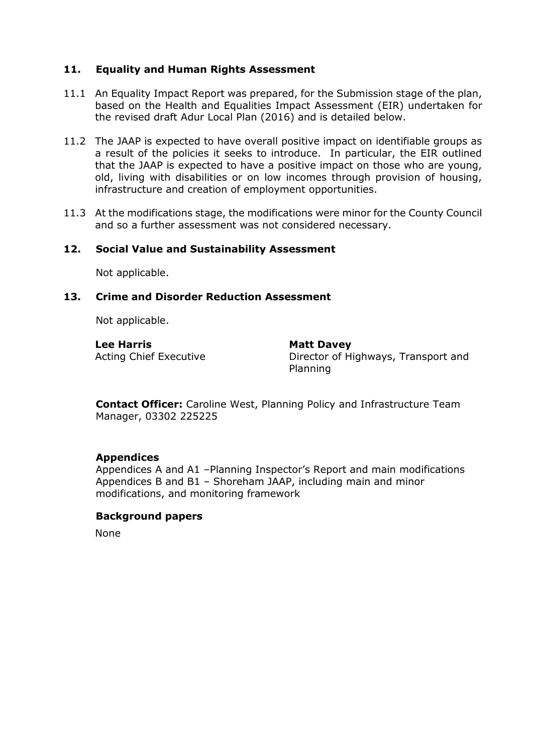## 11. Equality and Human Rights Assessment

11.1 An Equality Impact Report was prepared, for the Submission stage of the plan, based on the Health and Equalities Impact Assessment (EIR) undertaken for the revised draft Adur Local Plan (2016) and is detailed below.

11.2 The JAAP is expected to have overall positive impact on identifiable groups as a result of the policies it seeks to introduce. In particular, the EIR outlined that the JAAP is expected to have a positive impact on those who are young, old, living with disabilities or on low incomes through provision of housing, infrastructure and creation of employment opportunities.

11.3 At the modifications stage, the modifications were minor for the County Council and so a further assessment was not considered necessary.

## 12. Social Value and Sustainability Assessment

Not applicable.

## 13. Crime and Disorder Reduction Assessment

Not applicable.

**Lee Harris**
Acting Chief Executive

**Matt Davey**
Director of Highways, Transport and Planning

**Contact Officer:** Caroline West, Planning Policy and Infrastructure Team Manager, 03302 225225

**Appendices**

Appendices A and A1 –Planning Inspector's Report and main modifications
Appendices B and B1 – Shoreham JAAP, including main and minor modifications, and monitoring framework

**Background papers**

None